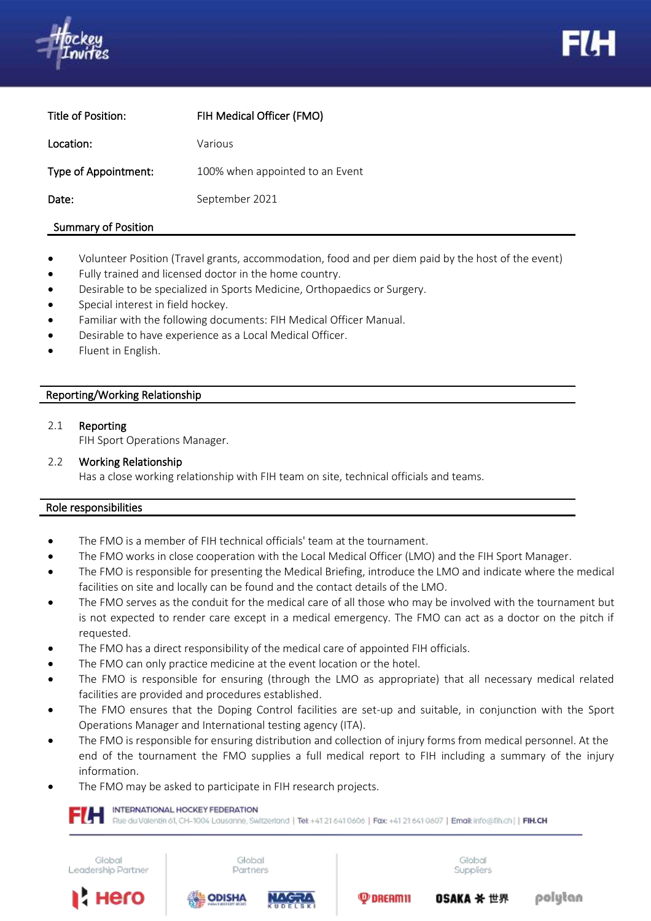| Title of Position: | FIH Medical Officer (FMO) |
| --- | --- |
| Location: | Various |
| Type of Appointment: | 100% when appointed to an Event |
| Date: | September 2021 |

## Summary of Position

- Volunteer Position (Travel grants, accommodation, food and per diem paid by the host of the event)
- Fully trained and licensed doctor in the home country.
- Desirable to be specialized in Sports Medicine, Orthopaedics or Surgery.
- Special interest in field hockey.
- Familiar with the following documents: FIH Medical Officer Manual.
- Desirable to have experience as a Local Medical Officer.
- Fluent in English.

## Reporting/Working Relationship

2.1 **Reporting**
FIH Sport Operations Manager.

2.2 **Working Relationship**
Has a close working relationship with FIH team on site, technical officials and teams.

## Role responsibilities

- The FMO is a member of FIH technical officials' team at the tournament.
- The FMO works in close cooperation with the Local Medical Officer (LMO) and the FIH Sport Manager.
- The FMO is responsible for presenting the Medical Briefing, introduce the LMO and indicate where the medical facilities on site and locally can be found and the contact details of the LMO.
- The FMO serves as the conduit for the medical care of all those who may be involved with the tournament but is not expected to render care except in a medical emergency. The FMO can act as a doctor on the pitch if requested.
- The FMO has a direct responsibility of the medical care of appointed FIH officials.
- The FMO can only practice medicine at the event location or the hotel.
- The FMO is responsible for ensuring (through the LMO as appropriate) that all necessary medical related facilities are provided and procedures established.
- The FMO ensures that the Doping Control facilities are set-up and suitable, in conjunction with the Sport Operations Manager and International testing agency (ITA).
- The FMO is responsible for ensuring distribution and collection of injury forms from medical personnel. At the end of the tournament the FMO supplies a full medical report to FIH including a summary of the injury information.
- The FMO may be asked to participate in FIH research projects.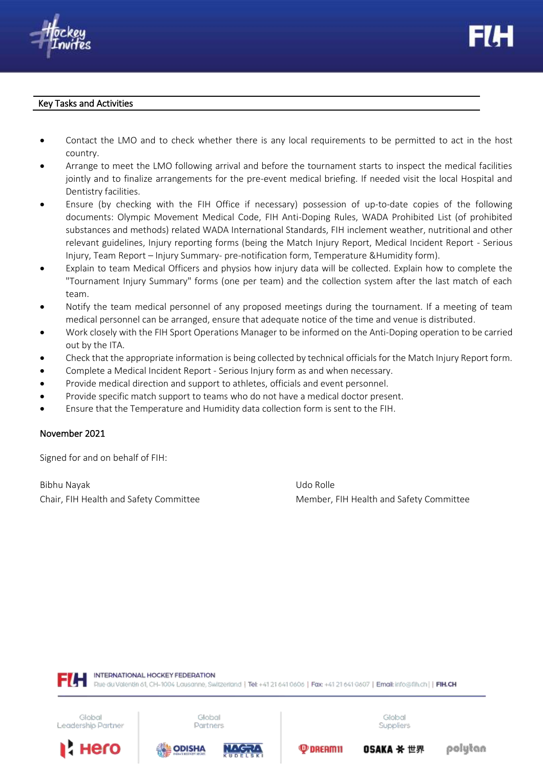## Key Tasks and Activities

- Contact the LMO and to check whether there is any local requirements to be permitted to act in the host country.
- Arrange to meet the LMO following arrival and before the tournament starts to inspect the medical facilities jointly and to finalize arrangements for the pre-event medical briefing. If needed visit the local Hospital and Dentistry facilities.
- Ensure (by checking with the FIH Office if necessary) possession of up-to-date copies of the following documents: Olympic Movement Medical Code, FIH Anti-Doping Rules, WADA Prohibited List (of prohibited substances and methods) related WADA International Standards, FIH inclement weather, nutritional and other relevant guidelines, Injury reporting forms (being the Match Injury Report, Medical Incident Report - Serious Injury, Team Report – Injury Summary- pre-notification form, Temperature &Humidity form).
- Explain to team Medical Officers and physios how injury data will be collected. Explain how to complete the "Tournament Injury Summary" forms (one per team) and the collection system after the last match of each team.
- Notify the team medical personnel of any proposed meetings during the tournament. If a meeting of team medical personnel can be arranged, ensure that adequate notice of the time and venue is distributed.
- Work closely with the FIH Sport Operations Manager to be informed on the Anti-Doping operation to be carried out by the ITA.
- Check that the appropriate information is being collected by technical officials for the Match Injury Report form.
- Complete a Medical Incident Report - Serious Injury form as and when necessary.
- Provide medical direction and support to athletes, officials and event personnel.
- Provide specific match support to teams who do not have a medical doctor present.
- Ensure that the Temperature and Humidity data collection form is sent to the FIH.

November 2021

Signed for and on behalf of FIH:

Bibhu Nayak
Chair, FIH Health and Safety Committee

Udo Rolle
Member, FIH Health and Safety Committee